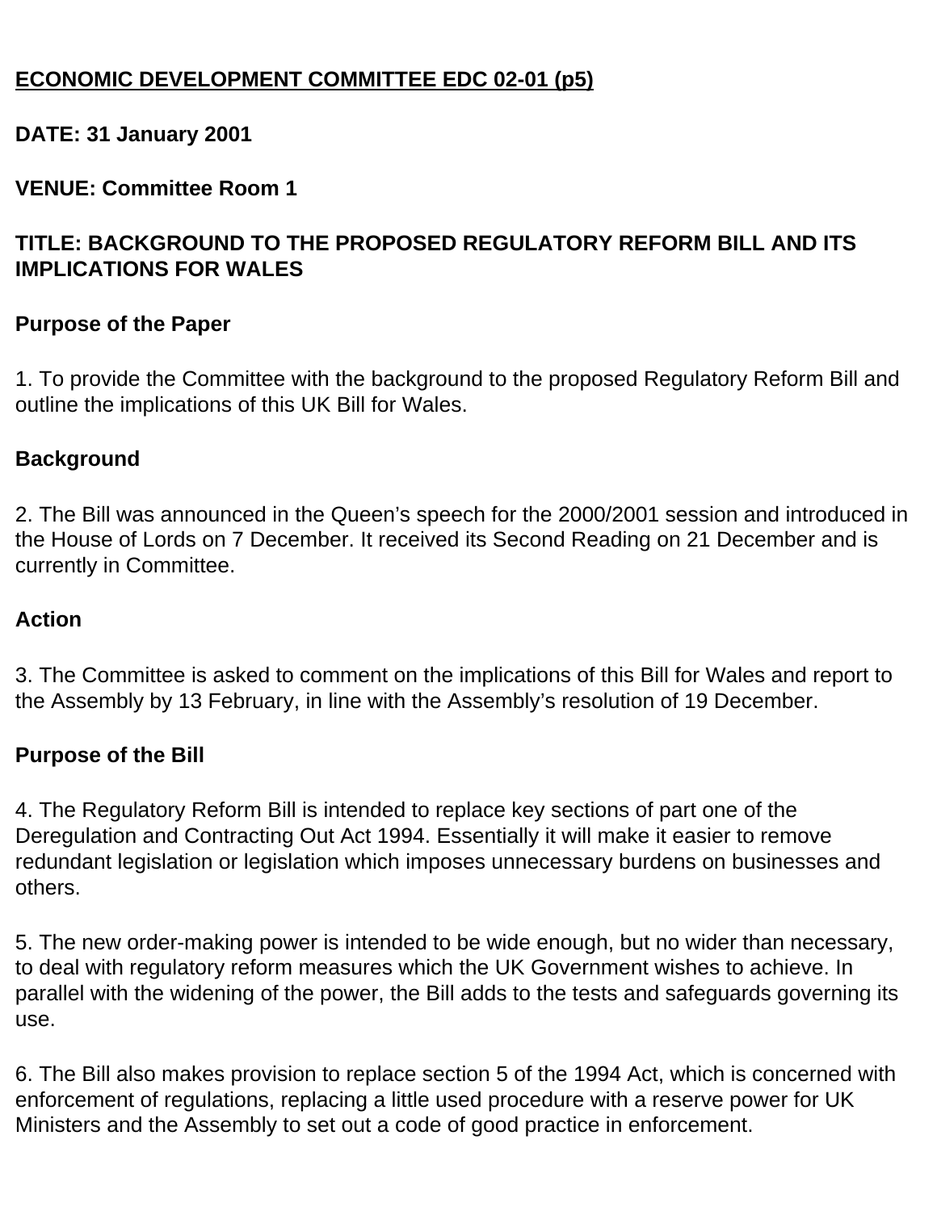**ECONOMIC DEVELOPMENT COMMITTEE EDC 02-01 (p5)**

**DATE: 31 January 2001**

**VENUE: Committee Room 1**

**TITLE: BACKGROUND TO THE PROPOSED REGULATORY REFORM BILL AND ITS IMPLICATIONS FOR WALES**

**Purpose of the Paper**

1. To provide the Committee with the background to the proposed Regulatory Reform Bill and outline the implications of this UK Bill for Wales.

**Background**

2. The Bill was announced in the Queen's speech for the 2000/2001 session and introduced in the House of Lords on 7 December. It received its Second Reading on 21 December and is currently in Committee.

**Action**

3. The Committee is asked to comment on the implications of this Bill for Wales and report to the Assembly by 13 February, in line with the Assembly's resolution of 19 December.

**Purpose of the Bill**

4. The Regulatory Reform Bill is intended to replace key sections of part one of the Deregulation and Contracting Out Act 1994. Essentially it will make it easier to remove redundant legislation or legislation which imposes unnecessary burdens on businesses and others.

5. The new order-making power is intended to be wide enough, but no wider than necessary, to deal with regulatory reform measures which the UK Government wishes to achieve. In parallel with the widening of the power, the Bill adds to the tests and safeguards governing its use.

6. The Bill also makes provision to replace section 5 of the 1994 Act, which is concerned with enforcement of regulations, replacing a little used procedure with a reserve power for UK Ministers and the Assembly to set out a code of good practice in enforcement.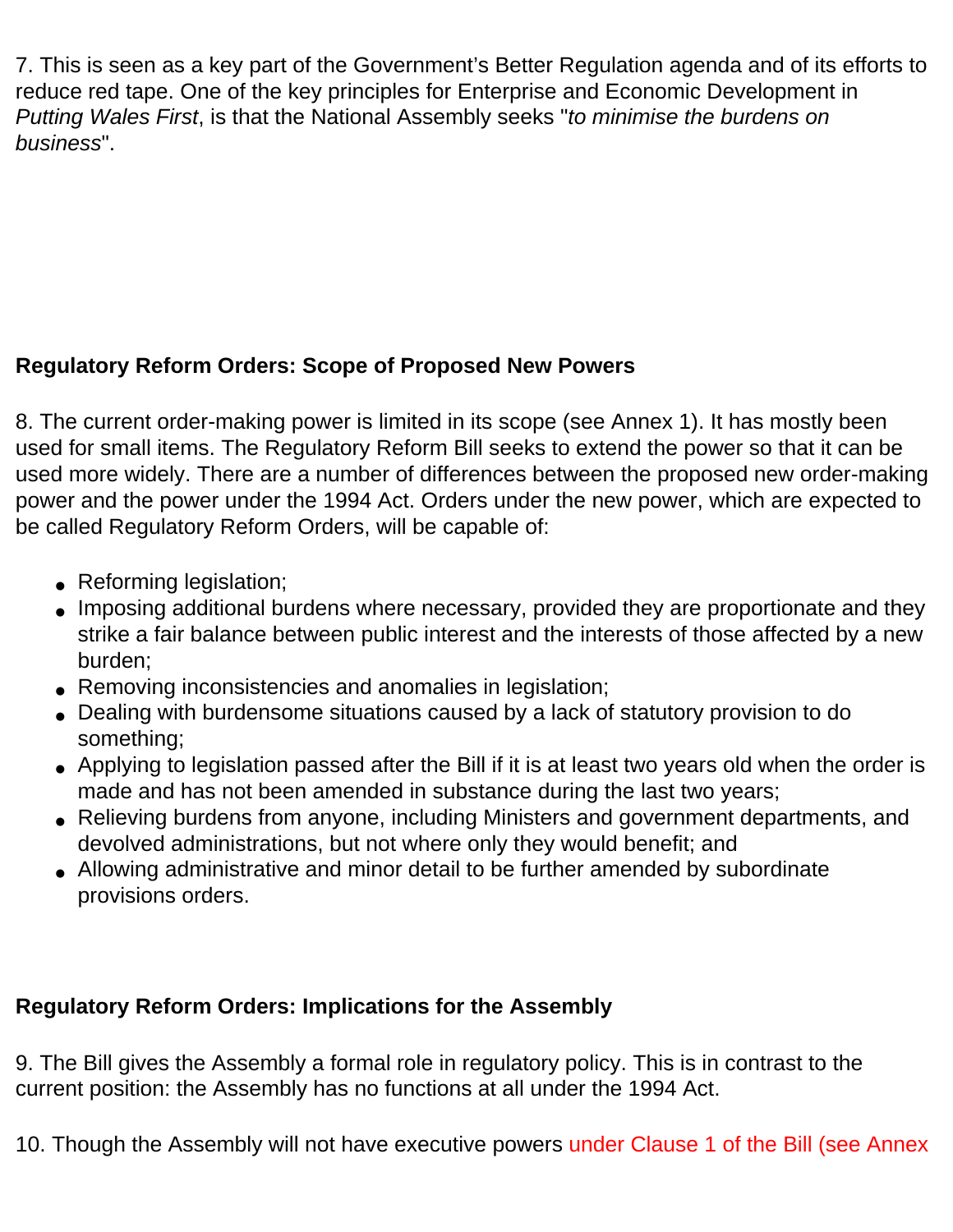7. This is seen as a key part of the Government's Better Regulation agenda and of its efforts to reduce red tape. One of the key principles for Enterprise and Economic Development in *Putting Wales First*, is that the National Assembly seeks "*to minimise the burdens on business*".

**Regulatory Reform Orders: Scope of Proposed New Powers**

8. The current order-making power is limited in its scope (see Annex 1). It has mostly been used for small items. The Regulatory Reform Bill seeks to extend the power so that it can be used more widely. There are a number of differences between the proposed new order-making power and the power under the 1994 Act. Orders under the new power, which are expected to be called Regulatory Reform Orders, will be capable of:

- Reforming legislation;
- Imposing additional burdens where necessary, provided they are proportionate and they strike a fair balance between public interest and the interests of those affected by a new burden;
- Removing inconsistencies and anomalies in legislation;
- Dealing with burdensome situations caused by a lack of statutory provision to do something;
- Applying to legislation passed after the Bill if it is at least two years old when the order is made and has not been amended in substance during the last two years;
- Relieving burdens from anyone, including Ministers and government departments, and devolved administrations, but not where only they would benefit; and
- Allowing administrative and minor detail to be further amended by subordinate provisions orders.

**Regulatory Reform Orders: Implications for the Assembly**

9. The Bill gives the Assembly a formal role in regulatory policy. This is in contrast to the current position: the Assembly has no functions at all under the 1994 Act.

10. Though the Assembly will not have executive powers under Clause 1 of the Bill (see Annex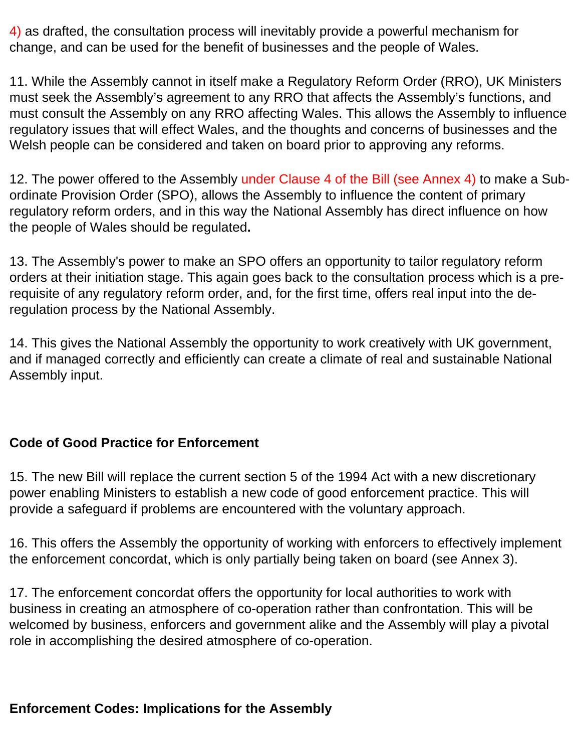4) as drafted, the consultation process will inevitably provide a powerful mechanism for change, and can be used for the benefit of businesses and the people of Wales.

11. While the Assembly cannot in itself make a Regulatory Reform Order (RRO), UK Ministers must seek the Assembly's agreement to any RRO that affects the Assembly's functions, and must consult the Assembly on any RRO affecting Wales. This allows the Assembly to influence regulatory issues that will effect Wales, and the thoughts and concerns of businesses and the Welsh people can be considered and taken on board prior to approving any reforms.

12. The power offered to the Assembly under Clause 4 of the Bill (see Annex 4) to make a Sub-ordinate Provision Order (SPO), allows the Assembly to influence the content of primary regulatory reform orders, and in this way the National Assembly has direct influence on how the people of Wales should be regulated**.**

13. The Assembly's power to make an SPO offers an opportunity to tailor regulatory reform orders at their initiation stage. This again goes back to the consultation process which is a pre-requisite of any regulatory reform order, and, for the first time, offers real input into the de-regulation process by the National Assembly.

14. This gives the National Assembly the opportunity to work creatively with UK government, and if managed correctly and efficiently can create a climate of real and sustainable National Assembly input.

**Code of Good Practice for Enforcement**

15. The new Bill will replace the current section 5 of the 1994 Act with a new discretionary power enabling Ministers to establish a new code of good enforcement practice. This will provide a safeguard if problems are encountered with the voluntary approach.

16. This offers the Assembly the opportunity of working with enforcers to effectively implement the enforcement concordat, which is only partially being taken on board (see Annex 3).

17. The enforcement concordat offers the opportunity for local authorities to work with business in creating an atmosphere of co-operation rather than confrontation. This will be welcomed by business, enforcers and government alike and the Assembly will play a pivotal role in accomplishing the desired atmosphere of co-operation.

**Enforcement Codes: Implications for the Assembly**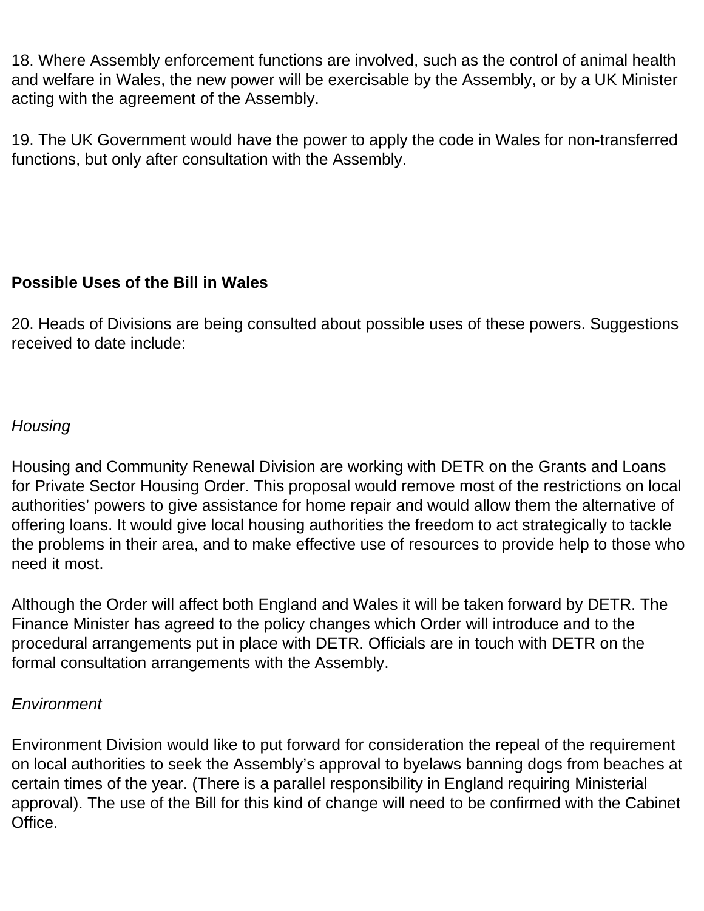18. Where Assembly enforcement functions are involved, such as the control of animal health and welfare in Wales, the new power will be exercisable by the Assembly, or by a UK Minister acting with the agreement of the Assembly.

19. The UK Government would have the power to apply the code in Wales for non-transferred functions, but only after consultation with the Assembly.

**Possible Uses of the Bill in Wales**

20. Heads of Divisions are being consulted about possible uses of these powers. Suggestions received to date include:

*Housing*

Housing and Community Renewal Division are working with DETR on the Grants and Loans for Private Sector Housing Order. This proposal would remove most of the restrictions on local authorities' powers to give assistance for home repair and would allow them the alternative of offering loans. It would give local housing authorities the freedom to act strategically to tackle the problems in their area, and to make effective use of resources to provide help to those who need it most.

Although the Order will affect both England and Wales it will be taken forward by DETR. The Finance Minister has agreed to the policy changes which Order will introduce and to the procedural arrangements put in place with DETR. Officials are in touch with DETR on the formal consultation arrangements with the Assembly.

*Environment*

Environment Division would like to put forward for consideration the repeal of the requirement on local authorities to seek the Assembly's approval to byelaws banning dogs from beaches at certain times of the year. (There is a parallel responsibility in England requiring Ministerial approval). The use of the Bill for this kind of change will need to be confirmed with the Cabinet Office.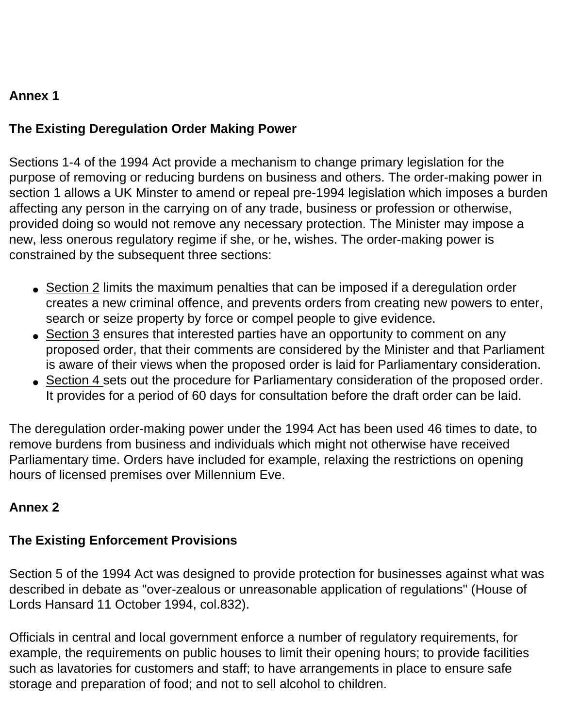## Annex 1

### The Existing Deregulation Order Making Power

Sections 1-4 of the 1994 Act provide a mechanism to change primary legislation for the purpose of removing or reducing burdens on business and others. The order-making power in section 1 allows a UK Minster to amend or repeal pre-1994 legislation which imposes a burden affecting any person in the carrying on of any trade, business or profession or otherwise, provided doing so would not remove any necessary protection. The Minister may impose a new, less onerous regulatory regime if she, or he, wishes. The order-making power is constrained by the subsequent three sections:

- Section 2 limits the maximum penalties that can be imposed if a deregulation order creates a new criminal offence, and prevents orders from creating new powers to enter, search or seize property by force or compel people to give evidence.
- Section 3 ensures that interested parties have an opportunity to comment on any proposed order, that their comments are considered by the Minister and that Parliament is aware of their views when the proposed order is laid for Parliamentary consideration.
- Section 4 sets out the procedure for Parliamentary consideration of the proposed order. It provides for a period of 60 days for consultation before the draft order can be laid.

The deregulation order-making power under the 1994 Act has been used 46 times to date, to remove burdens from business and individuals which might not otherwise have received Parliamentary time. Orders have included for example, relaxing the restrictions on opening hours of licensed premises over Millennium Eve.

## Annex 2

### The Existing Enforcement Provisions

Section 5 of the 1994 Act was designed to provide protection for businesses against what was described in debate as "over-zealous or unreasonable application of regulations" (House of Lords Hansard 11 October 1994, col.832).

Officials in central and local government enforce a number of regulatory requirements, for example, the requirements on public houses to limit their opening hours; to provide facilities such as lavatories for customers and staff; to have arrangements in place to ensure safe storage and preparation of food; and not to sell alcohol to children.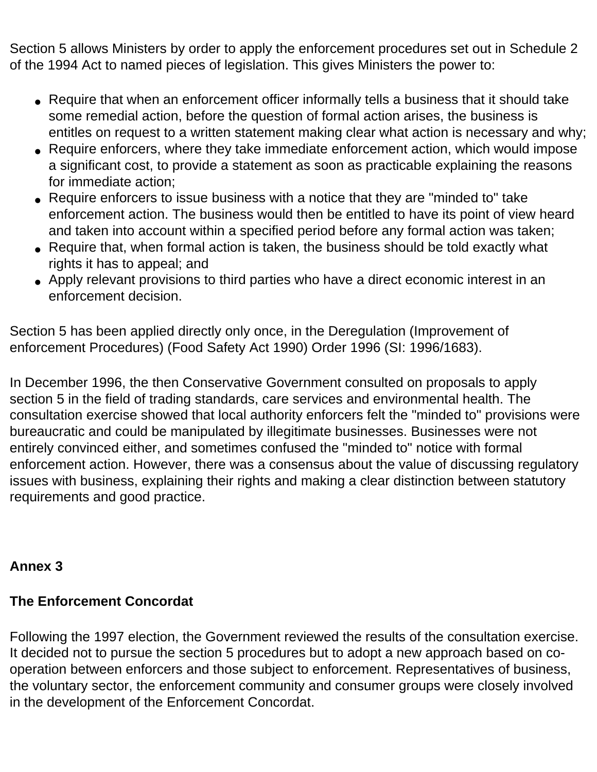Section 5 allows Ministers by order to apply the enforcement procedures set out in Schedule 2 of the 1994 Act to named pieces of legislation. This gives Ministers the power to:

- Require that when an enforcement officer informally tells a business that it should take some remedial action, before the question of formal action arises, the business is entitles on request to a written statement making clear what action is necessary and why;
- Require enforcers, where they take immediate enforcement action, which would impose a significant cost, to provide a statement as soon as practicable explaining the reasons for immediate action;
- Require enforcers to issue business with a notice that they are "minded to" take enforcement action. The business would then be entitled to have its point of view heard and taken into account within a specified period before any formal action was taken;
- Require that, when formal action is taken, the business should be told exactly what rights it has to appeal; and
- Apply relevant provisions to third parties who have a direct economic interest in an enforcement decision.

Section 5 has been applied directly only once, in the Deregulation (Improvement of enforcement Procedures) (Food Safety Act 1990) Order 1996 (SI: 1996/1683).

In December 1996, the then Conservative Government consulted on proposals to apply section 5 in the field of trading standards, care services and environmental health. The consultation exercise showed that local authority enforcers felt the "minded to" provisions were bureaucratic and could be manipulated by illegitimate businesses. Businesses were not entirely convinced either, and sometimes confused the "minded to" notice with formal enforcement action. However, there was a consensus about the value of discussing regulatory issues with business, explaining their rights and making a clear distinction between statutory requirements and good practice.

**Annex 3**

**The Enforcement Concordat**

Following the 1997 election, the Government reviewed the results of the consultation exercise. It decided not to pursue the section 5 procedures but to adopt a new approach based on co-operation between enforcers and those subject to enforcement. Representatives of business, the voluntary sector, the enforcement community and consumer groups were closely involved in the development of the Enforcement Concordat.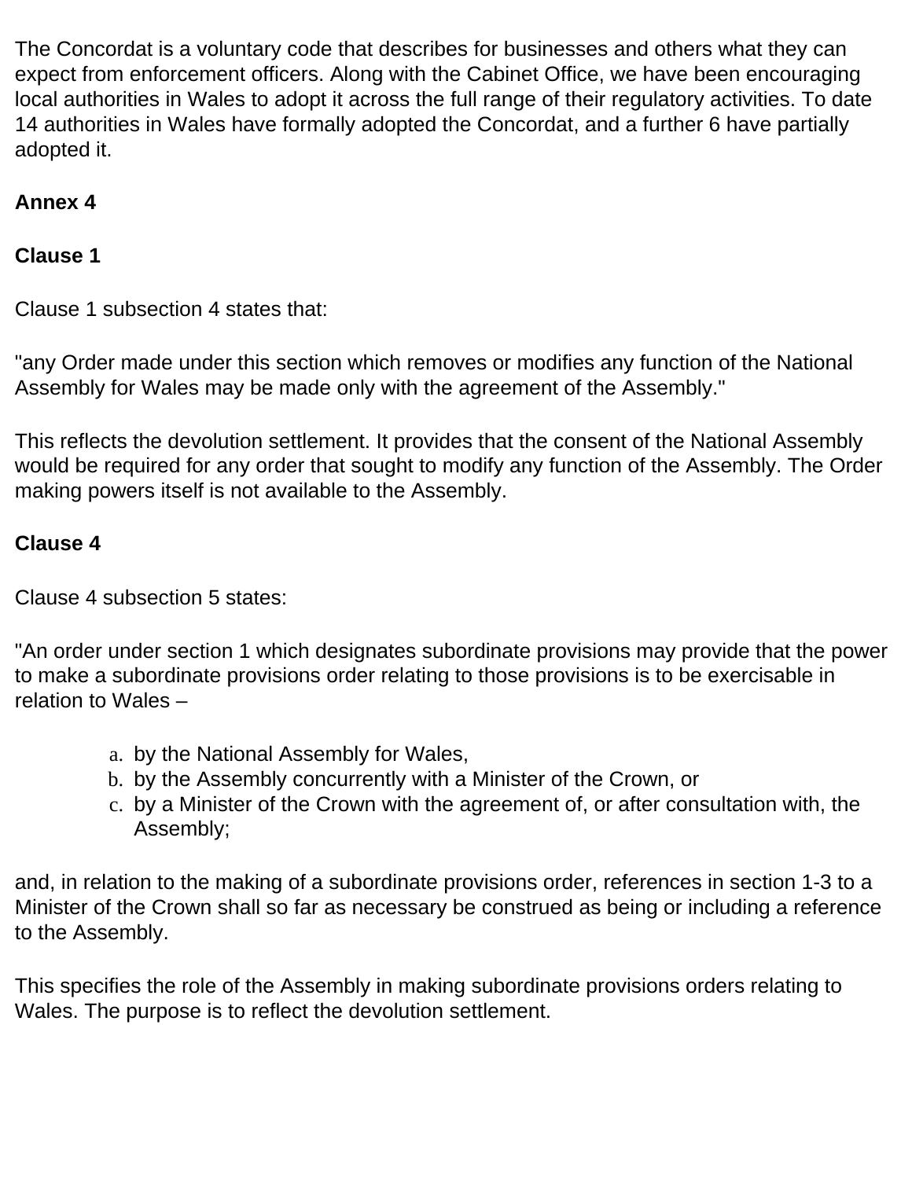The Concordat is a voluntary code that describes for businesses and others what they can expect from enforcement officers. Along with the Cabinet Office, we have been encouraging local authorities in Wales to adopt it across the full range of their regulatory activities. To date 14 authorities in Wales have formally adopted the Concordat, and a further 6 have partially adopted it.

**Annex 4**

**Clause 1**

Clause 1 subsection 4 states that:

"any Order made under this section which removes or modifies any function of the National Assembly for Wales may be made only with the agreement of the Assembly."

This reflects the devolution settlement. It provides that the consent of the National Assembly would be required for any order that sought to modify any function of the Assembly. The Order making powers itself is not available to the Assembly.

**Clause 4**

Clause 4 subsection 5 states:

"An order under section 1 which designates subordinate provisions may provide that the power to make a subordinate provisions order relating to those provisions is to be exercisable in relation to Wales –

a. by the National Assembly for Wales,
b. by the Assembly concurrently with a Minister of the Crown, or
c. by a Minister of the Crown with the agreement of, or after consultation with, the Assembly;

and, in relation to the making of a subordinate provisions order, references in section 1-3 to a Minister of the Crown shall so far as necessary be construed as being or including a reference to the Assembly.

This specifies the role of the Assembly in making subordinate provisions orders relating to Wales. The purpose is to reflect the devolution settlement.